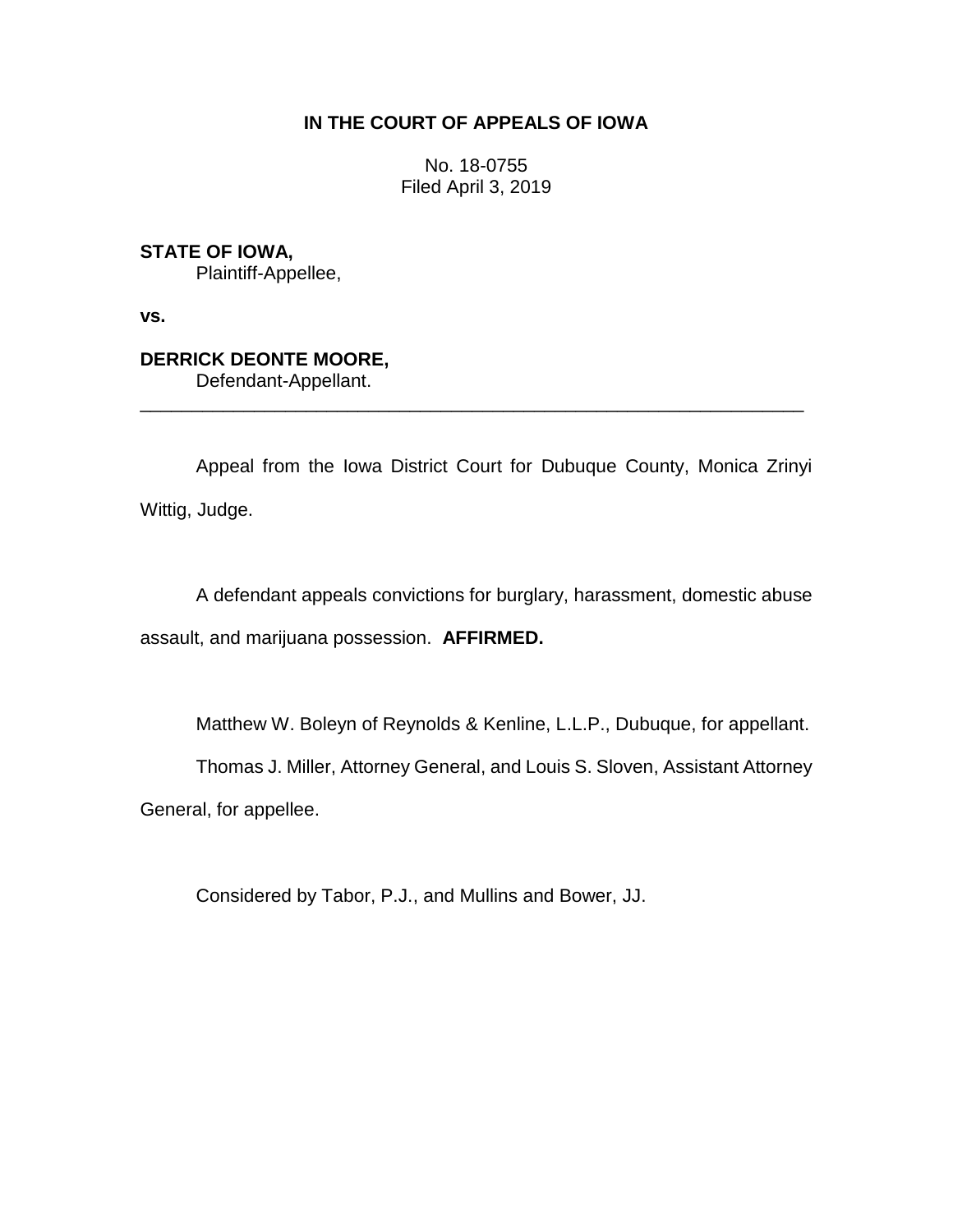**IN THE COURT OF APPEALS OF IOWA**

No. 18-0755
Filed April 3, 2019

**STATE OF IOWA,**
Plaintiff-Appellee,

**vs.**

**DERRICK DEONTE MOORE,**
Defendant-Appellant.

---

Appeal from the Iowa District Court for Dubuque County, Monica Zrinyi Wittig, Judge.

A defendant appeals convictions for burglary, harassment, domestic abuse assault, and marijuana possession. **AFFIRMED.**

Matthew W. Boleyn of Reynolds & Kenline, L.L.P., Dubuque, for appellant.

Thomas J. Miller, Attorney General, and Louis S. Sloven, Assistant Attorney General, for appellee.

Considered by Tabor, P.J., and Mullins and Bower, JJ.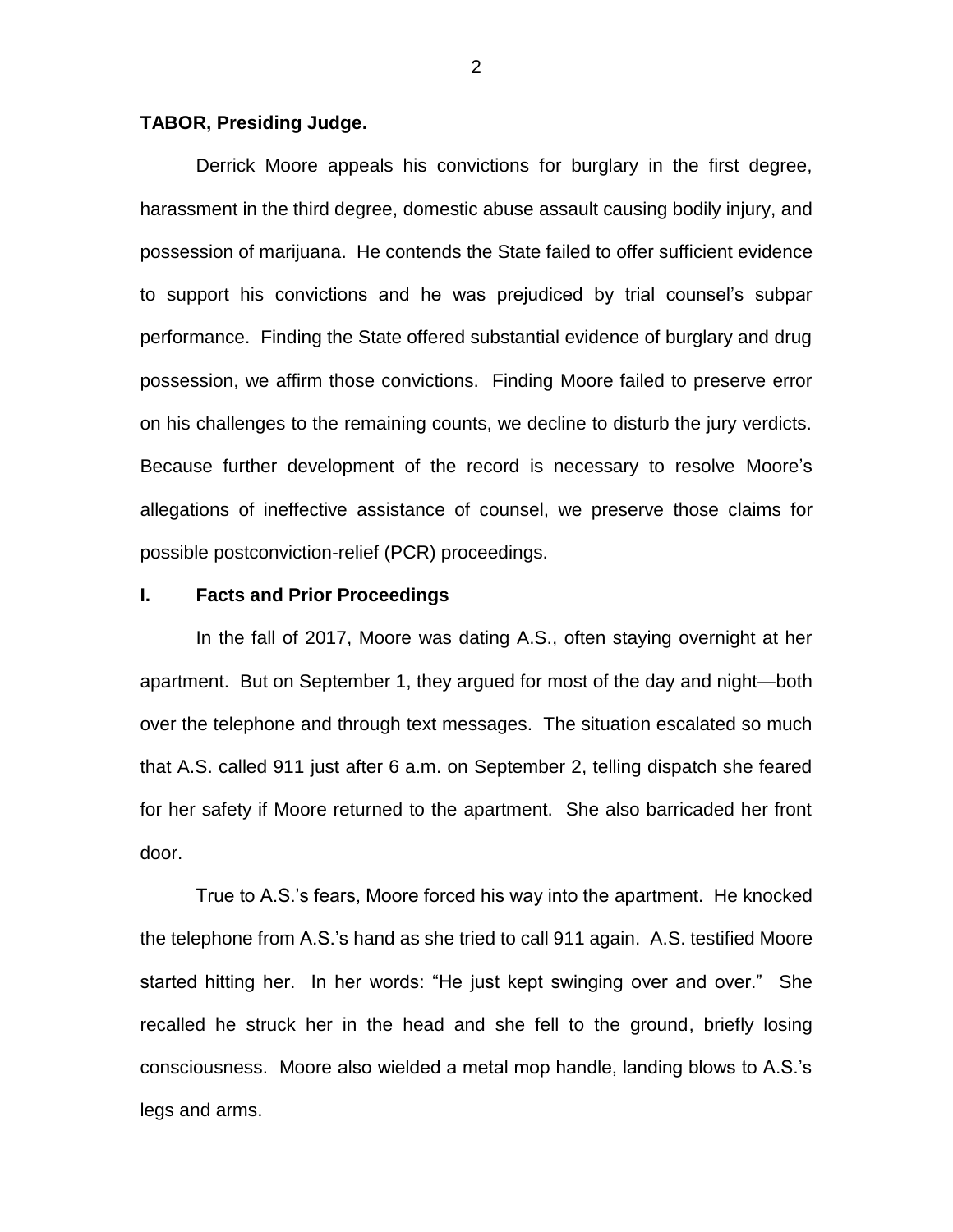**TABOR, Presiding Judge.**

Derrick Moore appeals his convictions for burglary in the first degree, harassment in the third degree, domestic abuse assault causing bodily injury, and possession of marijuana. He contends the State failed to offer sufficient evidence to support his convictions and he was prejudiced by trial counsel's subpar performance. Finding the State offered substantial evidence of burglary and drug possession, we affirm those convictions. Finding Moore failed to preserve error on his challenges to the remaining counts, we decline to disturb the jury verdicts. Because further development of the record is necessary to resolve Moore's allegations of ineffective assistance of counsel, we preserve those claims for possible postconviction-relief (PCR) proceedings.

## I. Facts and Prior Proceedings

In the fall of 2017, Moore was dating A.S., often staying overnight at her apartment. But on September 1, they argued for most of the day and night—both over the telephone and through text messages. The situation escalated so much that A.S. called 911 just after 6 a.m. on September 2, telling dispatch she feared for her safety if Moore returned to the apartment. She also barricaded her front door.

True to A.S.'s fears, Moore forced his way into the apartment. He knocked the telephone from A.S.'s hand as she tried to call 911 again. A.S. testified Moore started hitting her. In her words: "He just kept swinging over and over." She recalled he struck her in the head and she fell to the ground, briefly losing consciousness. Moore also wielded a metal mop handle, landing blows to A.S.'s legs and arms.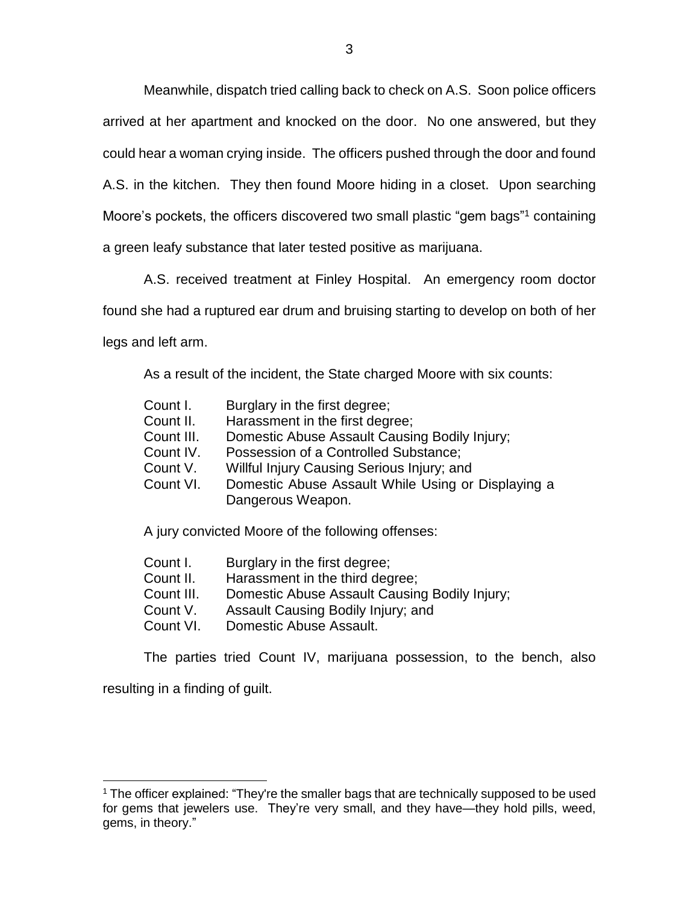Meanwhile, dispatch tried calling back to check on A.S. Soon police officers arrived at her apartment and knocked on the door. No one answered, but they could hear a woman crying inside. The officers pushed through the door and found A.S. in the kitchen. They then found Moore hiding in a closet. Upon searching Moore's pockets, the officers discovered two small plastic "gem bags"[1] containing a green leafy substance that later tested positive as marijuana.

A.S. received treatment at Finley Hospital. An emergency room doctor found she had a ruptured ear drum and bruising starting to develop on both of her legs and left arm.

As a result of the incident, the State charged Moore with six counts:

Count I. Burglary in the first degree;
Count II. Harassment in the first degree;
Count III. Domestic Abuse Assault Causing Bodily Injury;
Count IV. Possession of a Controlled Substance;
Count V. Willful Injury Causing Serious Injury; and
Count VI. Domestic Abuse Assault While Using or Displaying a Dangerous Weapon.

A jury convicted Moore of the following offenses:

Count I. Burglary in the first degree;
Count II. Harassment in the third degree;
Count III. Domestic Abuse Assault Causing Bodily Injury;
Count V. Assault Causing Bodily Injury; and
Count VI. Domestic Abuse Assault.

The parties tried Count IV, marijuana possession, to the bench, also resulting in a finding of guilt.

[1] The officer explained: "They're the smaller bags that are technically supposed to be used for gems that jewelers use. They're very small, and they have—they hold pills, weed, gems, in theory."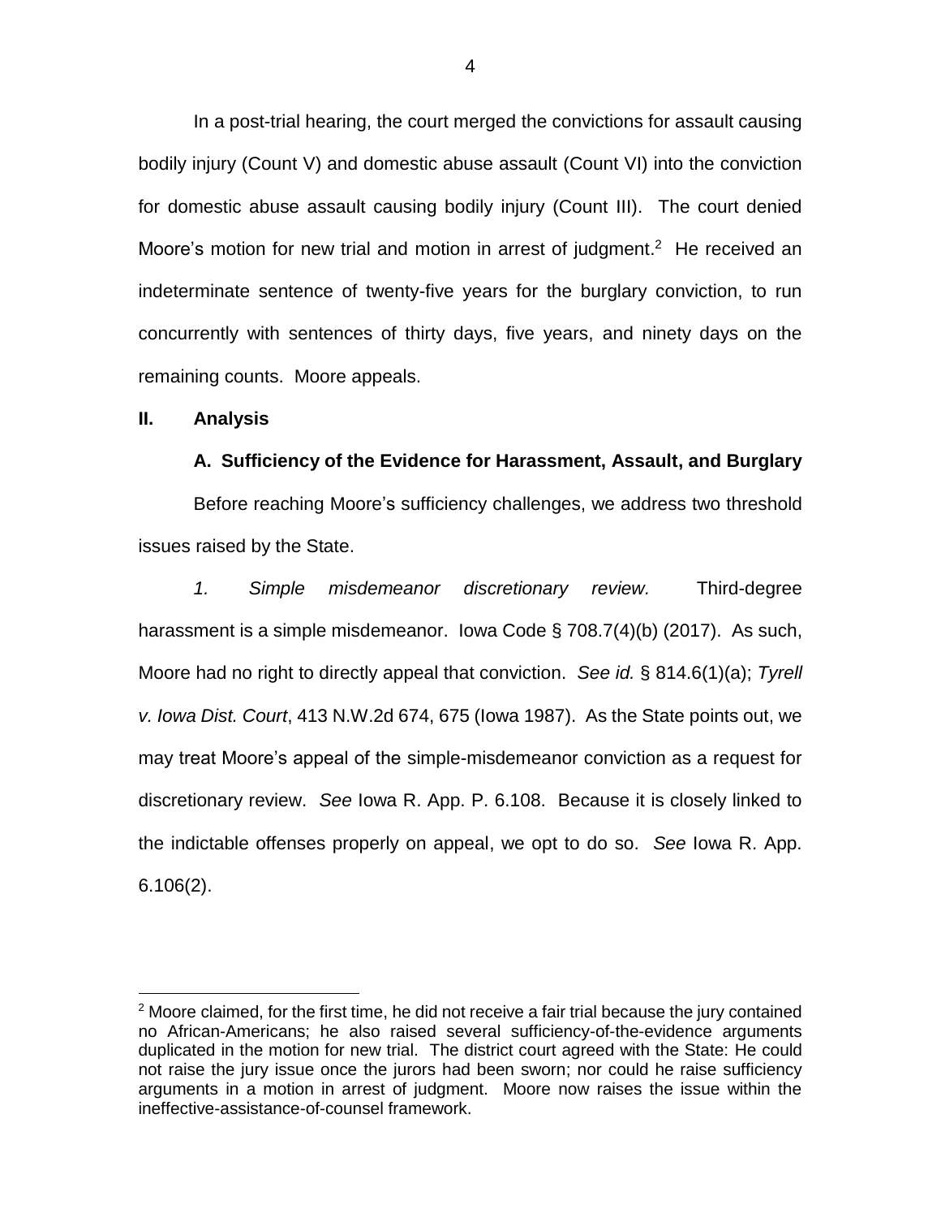In a post-trial hearing, the court merged the convictions for assault causing bodily injury (Count V) and domestic abuse assault (Count VI) into the conviction for domestic abuse assault causing bodily injury (Count III). The court denied Moore's motion for new trial and motion in arrest of judgment.[2] He received an indeterminate sentence of twenty-five years for the burglary conviction, to run concurrently with sentences of thirty days, five years, and ninety days on the remaining counts. Moore appeals.

## II. Analysis

### A. Sufficiency of the Evidence for Harassment, Assault, and Burglary

Before reaching Moore's sufficiency challenges, we address two threshold issues raised by the State.

*1. Simple misdemeanor discretionary review.* Third-degree harassment is a simple misdemeanor. Iowa Code § 708.7(4)(b) (2017). As such, Moore had no right to directly appeal that conviction. *See id.* § 814.6(1)(a); *Tyrell v. Iowa Dist. Court*, 413 N.W.2d 674, 675 (Iowa 1987). As the State points out, we may treat Moore's appeal of the simple-misdemeanor conviction as a request for discretionary review. *See* Iowa R. App. P. 6.108. Because it is closely linked to the indictable offenses properly on appeal, we opt to do so. *See* Iowa R. App. 6.106(2).

[2] Moore claimed, for the first time, he did not receive a fair trial because the jury contained no African-Americans; he also raised several sufficiency-of-the-evidence arguments duplicated in the motion for new trial. The district court agreed with the State: He could not raise the jury issue once the jurors had been sworn; nor could he raise sufficiency arguments in a motion in arrest of judgment. Moore now raises the issue within the ineffective-assistance-of-counsel framework.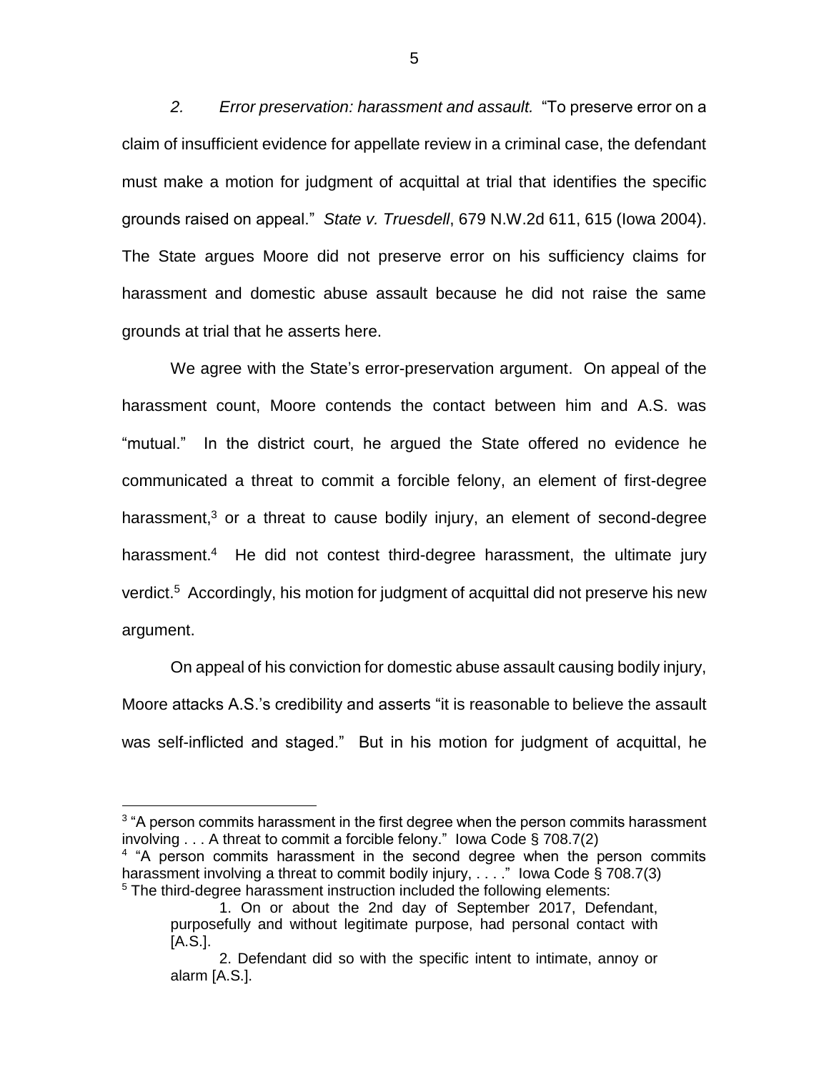*2. Error preservation: harassment and assault.* "To preserve error on a claim of insufficient evidence for appellate review in a criminal case, the defendant must make a motion for judgment of acquittal at trial that identifies the specific grounds raised on appeal." *State v. Truesdell*, 679 N.W.2d 611, 615 (Iowa 2004). The State argues Moore did not preserve error on his sufficiency claims for harassment and domestic abuse assault because he did not raise the same grounds at trial that he asserts here.

We agree with the State's error-preservation argument. On appeal of the harassment count, Moore contends the contact between him and A.S. was "mutual." In the district court, he argued the State offered no evidence he communicated a threat to commit a forcible felony, an element of first-degree harassment,[3] or a threat to cause bodily injury, an element of second-degree harassment.[4] He did not contest third-degree harassment, the ultimate jury verdict.[5] Accordingly, his motion for judgment of acquittal did not preserve his new argument.

On appeal of his conviction for domestic abuse assault causing bodily injury, Moore attacks A.S.'s credibility and asserts "it is reasonable to believe the assault was self-inflicted and staged." But in his motion for judgment of acquittal, he

---

[3] "A person commits harassment in the first degree when the person commits harassment involving . . . A threat to commit a forcible felony." Iowa Code § 708.7(2)

[4] "A person commits harassment in the second degree when the person commits harassment involving a threat to commit bodily injury, . . . ." Iowa Code § 708.7(3)

[5] The third-degree harassment instruction included the following elements:

> 1. On or about the 2nd day of September 2017, Defendant, purposefully and without legitimate purpose, had personal contact with [A.S.].
>
> 2. Defendant did so with the specific intent to intimate, annoy or alarm [A.S.].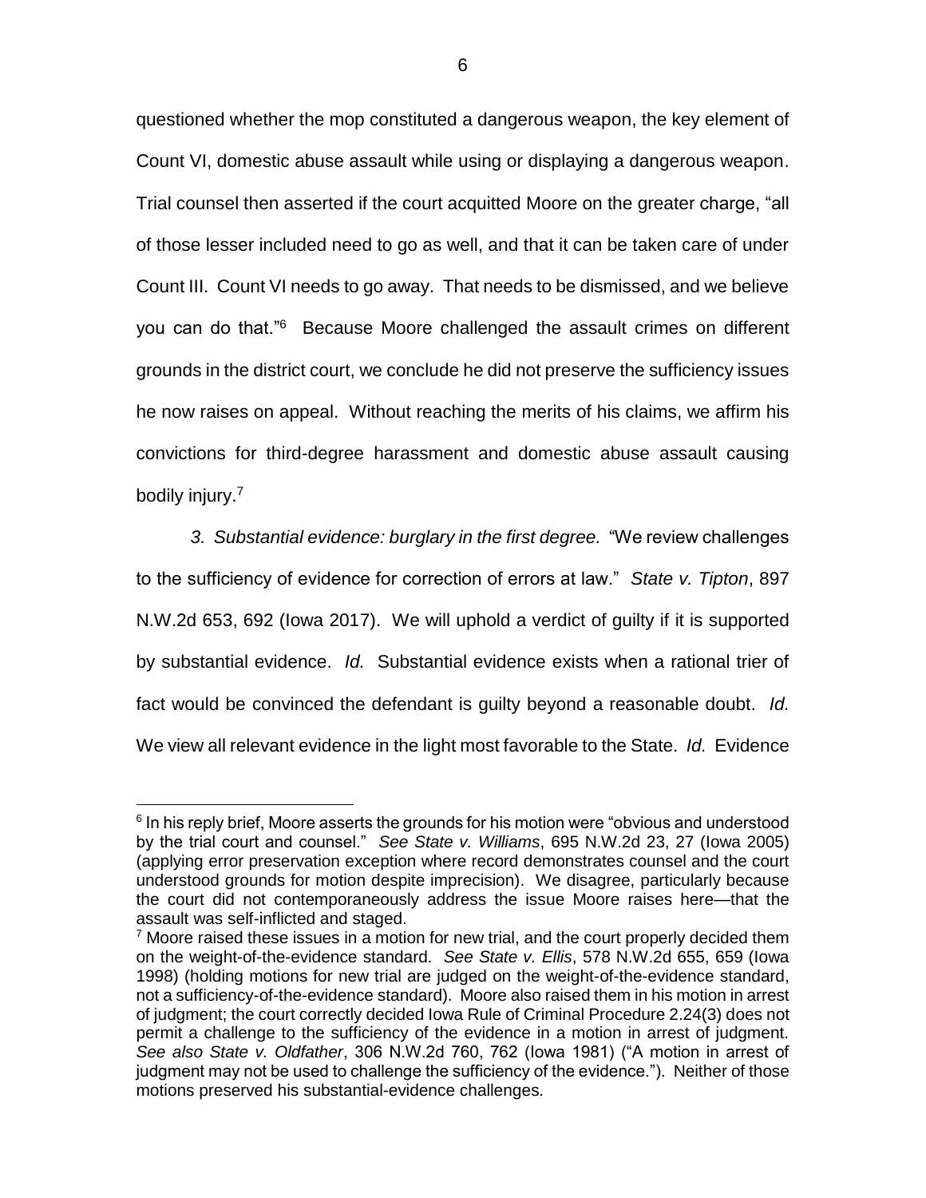questioned whether the mop constituted a dangerous weapon, the key element of Count VI, domestic abuse assault while using or displaying a dangerous weapon. Trial counsel then asserted if the court acquitted Moore on the greater charge, "all of those lesser included need to go as well, and that it can be taken care of under Count III. Count VI needs to go away. That needs to be dismissed, and we believe you can do that."[6] Because Moore challenged the assault crimes on different grounds in the district court, we conclude he did not preserve the sufficiency issues he now raises on appeal. Without reaching the merits of his claims, we affirm his convictions for third-degree harassment and domestic abuse assault causing bodily injury.[7]

*3. Substantial evidence: burglary in the first degree.* "We review challenges to the sufficiency of evidence for correction of errors at law." *State v. Tipton*, 897 N.W.2d 653, 692 (Iowa 2017). We will uphold a verdict of guilty if it is supported by substantial evidence. *Id.* Substantial evidence exists when a rational trier of fact would be convinced the defendant is guilty beyond a reasonable doubt. *Id.* We view all relevant evidence in the light most favorable to the State. *Id.* Evidence

---

[6] In his reply brief, Moore asserts the grounds for his motion were "obvious and understood by the trial court and counsel." *See State v. Williams*, 695 N.W.2d 23, 27 (Iowa 2005) (applying error preservation exception where record demonstrates counsel and the court understood grounds for motion despite imprecision). We disagree, particularly because the court did not contemporaneously address the issue Moore raises here—that the assault was self-inflicted and staged.

[7] Moore raised these issues in a motion for new trial, and the court properly decided them on the weight-of-the-evidence standard. *See State v. Ellis*, 578 N.W.2d 655, 659 (Iowa 1998) (holding motions for new trial are judged on the weight-of-the-evidence standard, not a sufficiency-of-the-evidence standard). Moore also raised them in his motion in arrest of judgment; the court correctly decided Iowa Rule of Criminal Procedure 2.24(3) does not permit a challenge to the sufficiency of the evidence in a motion in arrest of judgment. *See also State v. Oldfather*, 306 N.W.2d 760, 762 (Iowa 1981) ("A motion in arrest of judgment may not be used to challenge the sufficiency of the evidence."). Neither of those motions preserved his substantial-evidence challenges.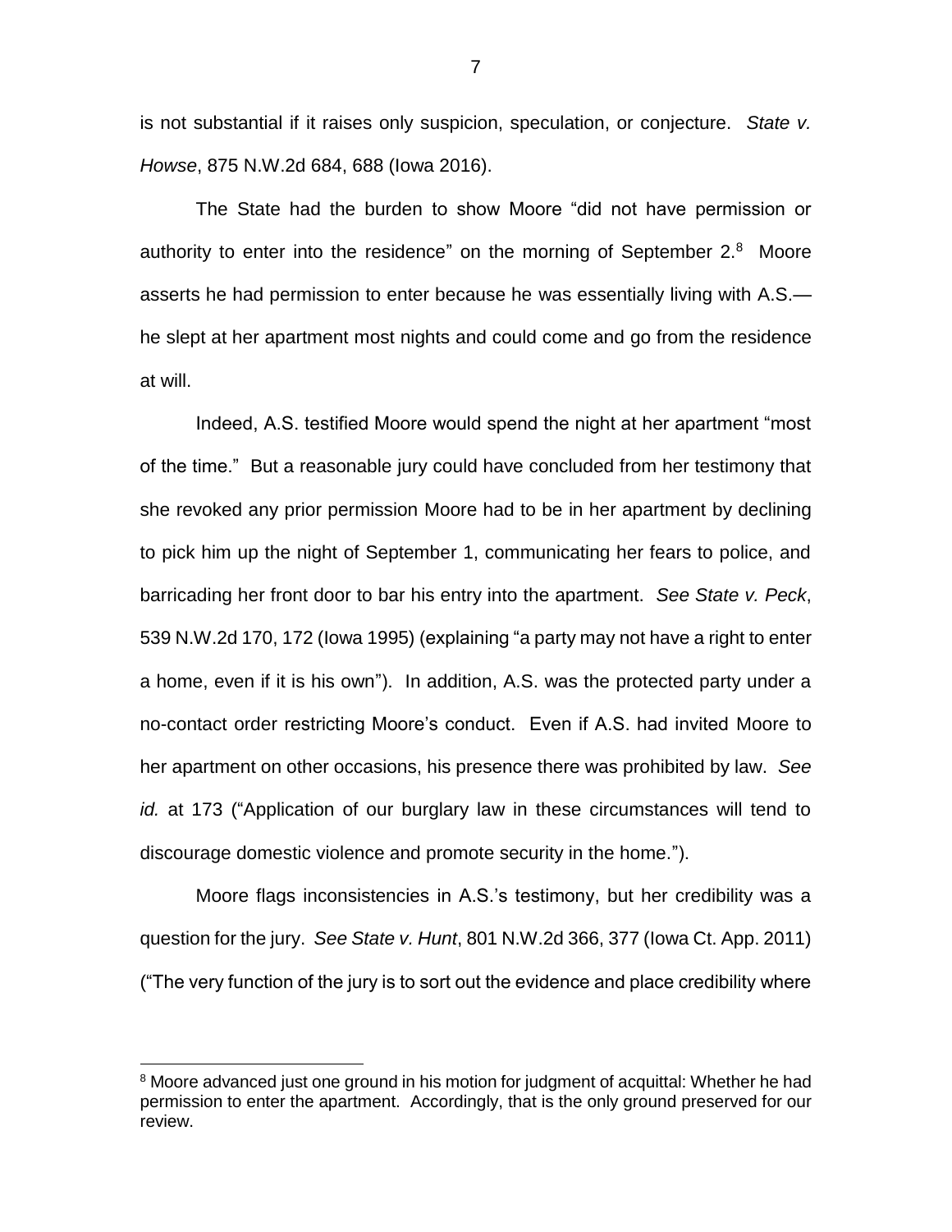is not substantial if it raises only suspicion, speculation, or conjecture. *State v. Howse*, 875 N.W.2d 684, 688 (Iowa 2016).

The State had the burden to show Moore "did not have permission or authority to enter into the residence" on the morning of September 2.[8] Moore asserts he had permission to enter because he was essentially living with A.S.—he slept at her apartment most nights and could come and go from the residence at will.

Indeed, A.S. testified Moore would spend the night at her apartment "most of the time." But a reasonable jury could have concluded from her testimony that she revoked any prior permission Moore had to be in her apartment by declining to pick him up the night of September 1, communicating her fears to police, and barricading her front door to bar his entry into the apartment. *See State v. Peck*, 539 N.W.2d 170, 172 (Iowa 1995) (explaining "a party may not have a right to enter a home, even if it is his own"). In addition, A.S. was the protected party under a no-contact order restricting Moore's conduct. Even if A.S. had invited Moore to her apartment on other occasions, his presence there was prohibited by law. *See id.* at 173 ("Application of our burglary law in these circumstances will tend to discourage domestic violence and promote security in the home.").

Moore flags inconsistencies in A.S.'s testimony, but her credibility was a question for the jury. *See State v. Hunt*, 801 N.W.2d 366, 377 (Iowa Ct. App. 2011) ("The very function of the jury is to sort out the evidence and place credibility where

[8] Moore advanced just one ground in his motion for judgment of acquittal: Whether he had permission to enter the apartment. Accordingly, that is the only ground preserved for our review.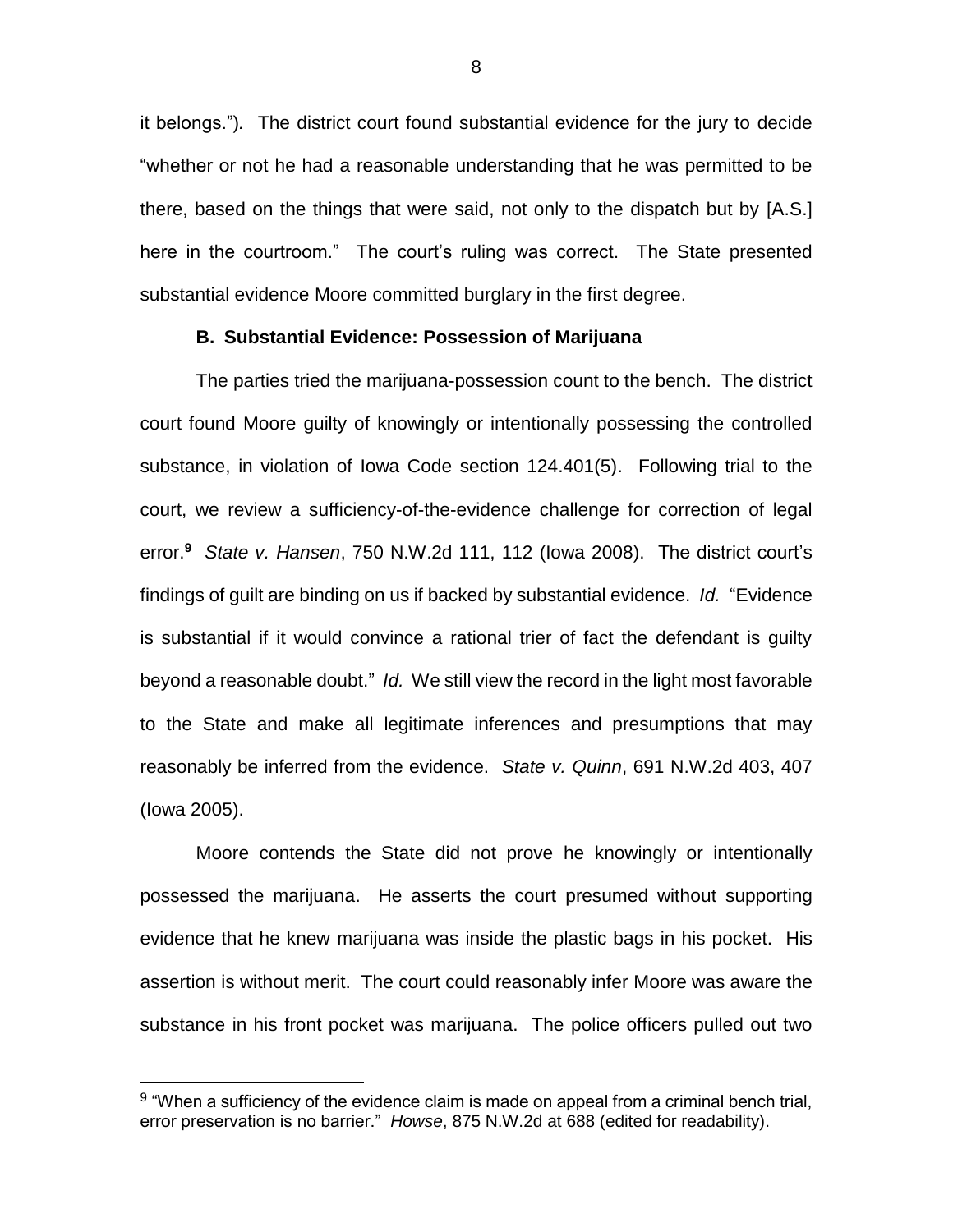it belongs."). The district court found substantial evidence for the jury to decide "whether or not he had a reasonable understanding that he was permitted to be there, based on the things that were said, not only to the dispatch but by [A.S.] here in the courtroom." The court's ruling was correct. The State presented substantial evidence Moore committed burglary in the first degree.

**B. Substantial Evidence: Possession of Marijuana**

The parties tried the marijuana-possession count to the bench. The district court found Moore guilty of knowingly or intentionally possessing the controlled substance, in violation of Iowa Code section 124.401(5). Following trial to the court, we review a sufficiency-of-the-evidence challenge for correction of legal error.[9] *State v. Hansen*, 750 N.W.2d 111, 112 (Iowa 2008). The district court's findings of guilt are binding on us if backed by substantial evidence. *Id.* "Evidence is substantial if it would convince a rational trier of fact the defendant is guilty beyond a reasonable doubt." *Id.* We still view the record in the light most favorable to the State and make all legitimate inferences and presumptions that may reasonably be inferred from the evidence. *State v. Quinn*, 691 N.W.2d 403, 407 (Iowa 2005).

Moore contends the State did not prove he knowingly or intentionally possessed the marijuana. He asserts the court presumed without supporting evidence that he knew marijuana was inside the plastic bags in his pocket. His assertion is without merit. The court could reasonably infer Moore was aware the substance in his front pocket was marijuana. The police officers pulled out two

[9] "When a sufficiency of the evidence claim is made on appeal from a criminal bench trial, error preservation is no barrier." *Howse*, 875 N.W.2d at 688 (edited for readability).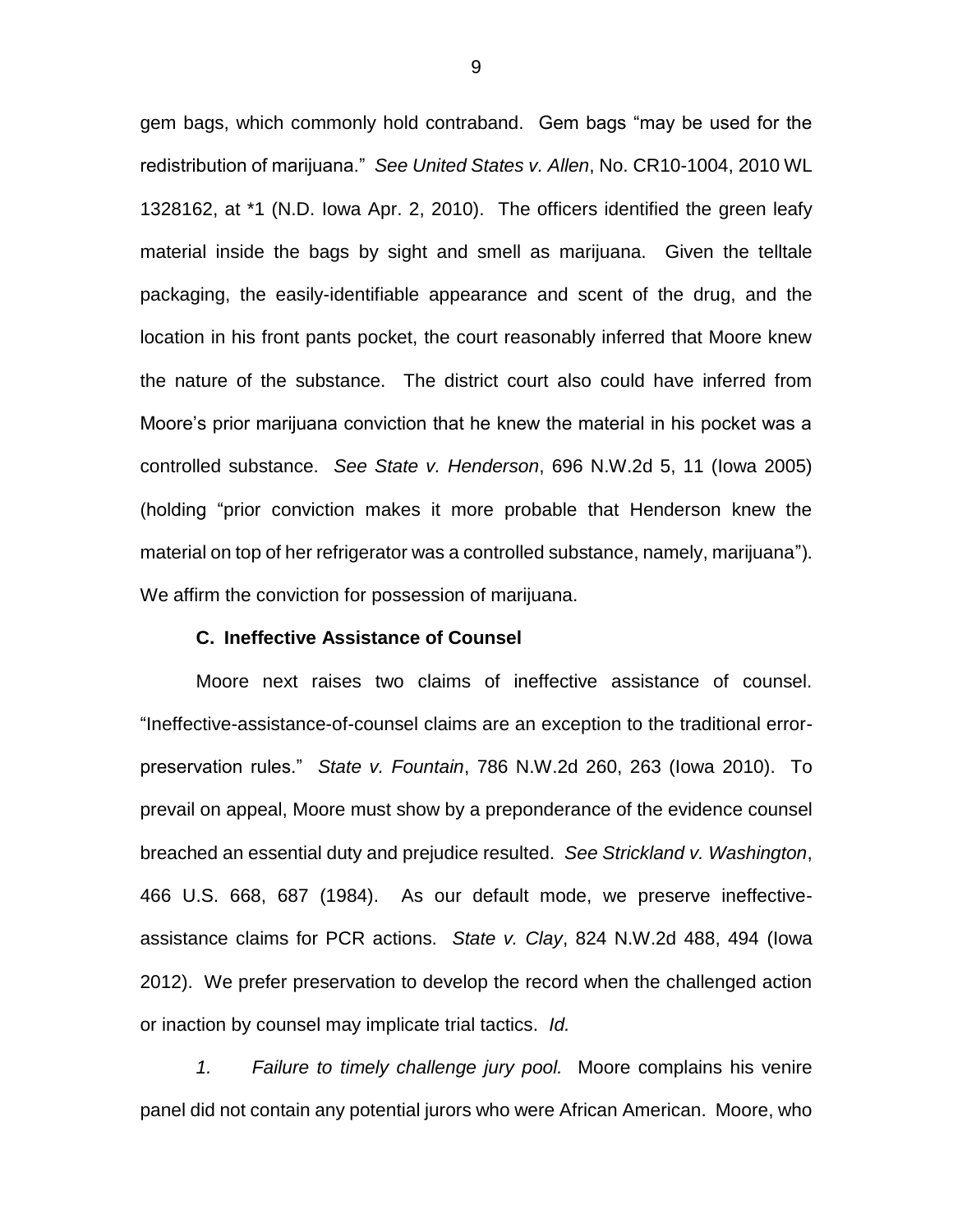gem bags, which commonly hold contraband. Gem bags "may be used for the redistribution of marijuana." *See United States v. Allen*, No. CR10-1004, 2010 WL 1328162, at *1 (N.D. Iowa Apr. 2, 2010). The officers identified the green leafy material inside the bags by sight and smell as marijuana. Given the telltale packaging, the easily-identifiable appearance and scent of the drug, and the location in his front pants pocket, the court reasonably inferred that Moore knew the nature of the substance. The district court also could have inferred from Moore's prior marijuana conviction that he knew the material in his pocket was a controlled substance. *See State v. Henderson*, 696 N.W.2d 5, 11 (Iowa 2005) (holding "prior conviction makes it more probable that Henderson knew the material on top of her refrigerator was a controlled substance, namely, marijuana"). We affirm the conviction for possession of marijuana.

**C. Ineffective Assistance of Counsel**

Moore next raises two claims of ineffective assistance of counsel. "Ineffective-assistance-of-counsel claims are an exception to the traditional error-preservation rules." *State v. Fountain*, 786 N.W.2d 260, 263 (Iowa 2010). To prevail on appeal, Moore must show by a preponderance of the evidence counsel breached an essential duty and prejudice resulted. *See Strickland v. Washington*, 466 U.S. 668, 687 (1984). As our default mode, we preserve ineffective-assistance claims for PCR actions. *State v. Clay*, 824 N.W.2d 488, 494 (Iowa 2012). We prefer preservation to develop the record when the challenged action or inaction by counsel may implicate trial tactics. *Id.*

*1. Failure to timely challenge jury pool.* Moore complains his venire panel did not contain any potential jurors who were African American. Moore, who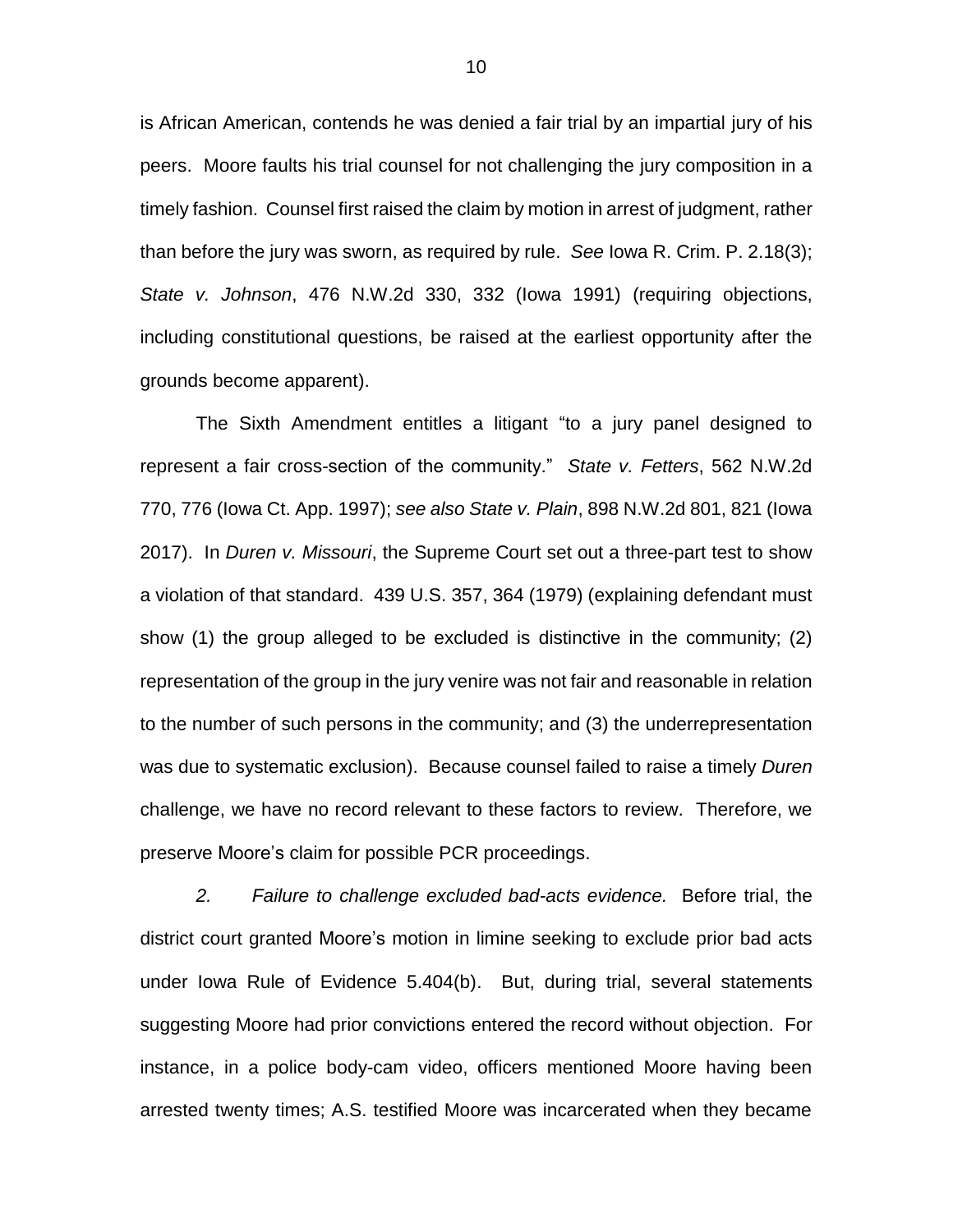is African American, contends he was denied a fair trial by an impartial jury of his peers. Moore faults his trial counsel for not challenging the jury composition in a timely fashion. Counsel first raised the claim by motion in arrest of judgment, rather than before the jury was sworn, as required by rule. *See* Iowa R. Crim. P. 2.18(3); *State v. Johnson*, 476 N.W.2d 330, 332 (Iowa 1991) (requiring objections, including constitutional questions, be raised at the earliest opportunity after the grounds become apparent).

The Sixth Amendment entitles a litigant "to a jury panel designed to represent a fair cross-section of the community." *State v. Fetters*, 562 N.W.2d 770, 776 (Iowa Ct. App. 1997); *see also State v. Plain*, 898 N.W.2d 801, 821 (Iowa 2017). In *Duren v. Missouri*, the Supreme Court set out a three-part test to show a violation of that standard. 439 U.S. 357, 364 (1979) (explaining defendant must show (1) the group alleged to be excluded is distinctive in the community; (2) representation of the group in the jury venire was not fair and reasonable in relation to the number of such persons in the community; and (3) the underrepresentation was due to systematic exclusion). Because counsel failed to raise a timely *Duren* challenge, we have no record relevant to these factors to review. Therefore, we preserve Moore's claim for possible PCR proceedings.

*2. Failure to challenge excluded bad-acts evidence.* Before trial, the district court granted Moore's motion in limine seeking to exclude prior bad acts under Iowa Rule of Evidence 5.404(b). But, during trial, several statements suggesting Moore had prior convictions entered the record without objection. For instance, in a police body-cam video, officers mentioned Moore having been arrested twenty times; A.S. testified Moore was incarcerated when they became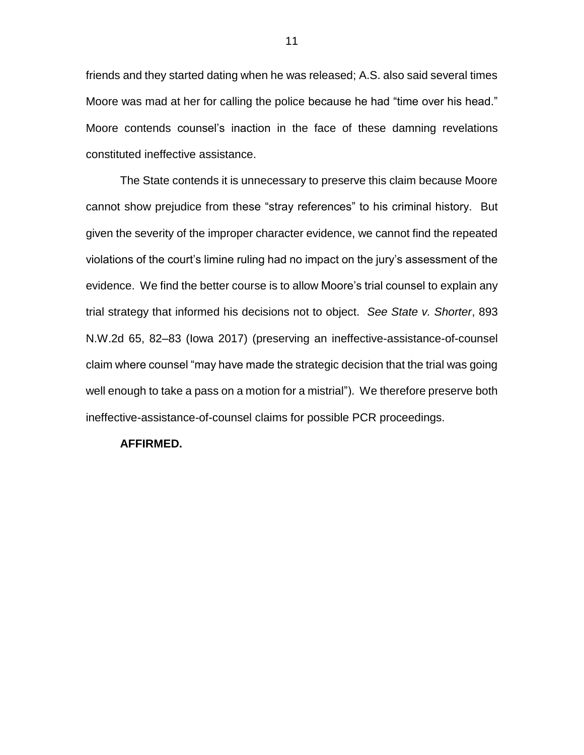friends and they started dating when he was released; A.S. also said several times Moore was mad at her for calling the police because he had "time over his head." Moore contends counsel's inaction in the face of these damning revelations constituted ineffective assistance.

The State contends it is unnecessary to preserve this claim because Moore cannot show prejudice from these "stray references" to his criminal history. But given the severity of the improper character evidence, we cannot find the repeated violations of the court's limine ruling had no impact on the jury's assessment of the evidence. We find the better course is to allow Moore's trial counsel to explain any trial strategy that informed his decisions not to object. *See State v. Shorter*, 893 N.W.2d 65, 82–83 (Iowa 2017) (preserving an ineffective-assistance-of-counsel claim where counsel "may have made the strategic decision that the trial was going well enough to take a pass on a motion for a mistrial"). We therefore preserve both ineffective-assistance-of-counsel claims for possible PCR proceedings.

**AFFIRMED.**